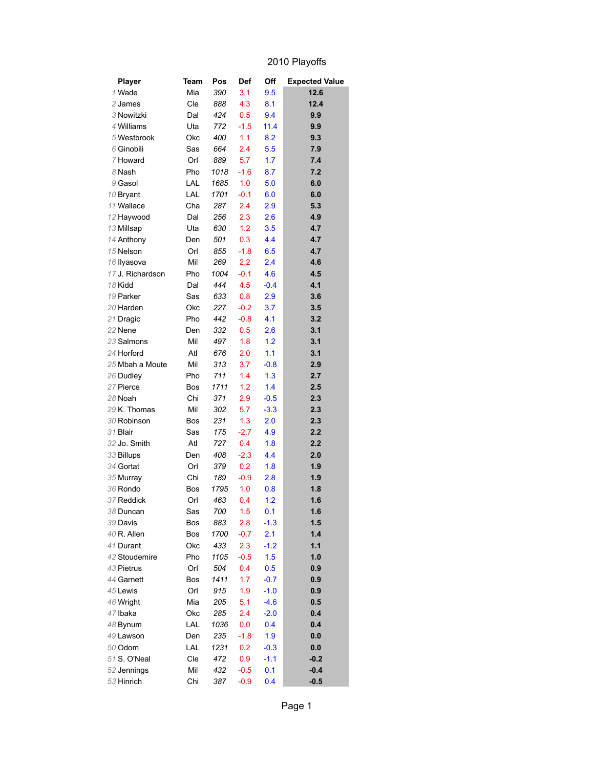# 2010 Playoffs

| | Player | Team | Pos | Def | Off | Expected Value |
|---|---|---|---|---|---|---|
| 1 | Wade | Mia | 390 | 3.1 | 9.5 | **12.6** |
| 2 | James | Cle | 888 | 4.3 | 8.1 | **12.4** |
| 3 | Nowitzki | Dal | 424 | 0.5 | 9.4 | **9.9** |
| 4 | Williams | Uta | 772 | -1.5 | 11.4 | **9.9** |
| 5 | Westbrook | Okc | 400 | 1.1 | 8.2 | **9.3** |
| 6 | Ginobili | Sas | 664 | 2.4 | 5.5 | **7.9** |
| 7 | Howard | Orl | 889 | 5.7 | 1.7 | **7.4** |
| 8 | Nash | Pho | 1018 | -1.6 | 8.7 | **7.2** |
| 9 | Gasol | LAL | 1685 | 1.0 | 5.0 | **6.0** |
| 10 | Bryant | LAL | 1701 | -0.1 | 6.0 | **6.0** |
| 11 | Wallace | Cha | 287 | 2.4 | 2.9 | **5.3** |
| 12 | Haywood | Dal | 256 | 2.3 | 2.6 | **4.9** |
| 13 | Millsap | Uta | 630 | 1.2 | 3.5 | **4.7** |
| 14 | Anthony | Den | 501 | 0.3 | 4.4 | **4.7** |
| 15 | Nelson | Orl | 855 | -1.8 | 6.5 | **4.7** |
| 16 | Ilyasova | Mil | 269 | 2.2 | 2.4 | **4.6** |
| 17 | J. Richardson | Pho | 1004 | -0.1 | 4.6 | **4.5** |
| 18 | Kidd | Dal | 444 | 4.5 | -0.4 | **4.1** |
| 19 | Parker | Sas | 633 | 0.8 | 2.9 | **3.6** |
| 20 | Harden | Okc | 227 | -0.2 | 3.7 | **3.5** |
| 21 | Dragic | Pho | 442 | -0.8 | 4.1 | **3.2** |
| 22 | Nene | Den | 332 | 0.5 | 2.6 | **3.1** |
| 23 | Salmons | Mil | 497 | 1.8 | 1.2 | **3.1** |
| 24 | Horford | Atl | 676 | 2.0 | 1.1 | **3.1** |
| 25 | Mbah a Moute | Mil | 313 | 3.7 | -0.8 | **2.9** |
| 26 | Dudley | Pho | 711 | 1.4 | 1.3 | **2.7** |
| 27 | Pierce | Bos | 1711 | 1.2 | 1.4 | **2.5** |
| 28 | Noah | Chi | 371 | 2.9 | -0.5 | **2.3** |
| 29 | K. Thomas | Mil | 302 | 5.7 | -3.3 | **2.3** |
| 30 | Robinson | Bos | 231 | 1.3 | 2.0 | **2.3** |
| 31 | Blair | Sas | 175 | -2.7 | 4.9 | **2.2** |
| 32 | Jo. Smith | Atl | 727 | 0.4 | 1.8 | **2.2** |
| 33 | Billups | Den | 408 | -2.3 | 4.4 | **2.0** |
| 34 | Gortat | Orl | 379 | 0.2 | 1.8 | **1.9** |
| 35 | Murray | Chi | 189 | -0.9 | 2.8 | **1.9** |
| 36 | Rondo | Bos | 1795 | 1.0 | 0.8 | **1.8** |
| 37 | Reddick | Orl | 463 | 0.4 | 1.2 | **1.6** |
| 38 | Duncan | Sas | 700 | 1.5 | 0.1 | **1.6** |
| 39 | Davis | Bos | 883 | 2.8 | -1.3 | **1.5** |
| 40 | R. Allen | Bos | 1700 | -0.7 | 2.1 | **1.4** |
| 41 | Durant | Okc | 433 | 2.3 | -1.2 | **1.1** |
| 42 | Stoudemire | Pho | 1105 | -0.5 | 1.5 | **1.0** |
| 43 | Pietrus | Orl | 504 | 0.4 | 0.5 | **0.9** |
| 44 | Garnett | Bos | 1411 | 1.7 | -0.7 | **0.9** |
| 45 | Lewis | Orl | 915 | 1.9 | -1.0 | **0.9** |
| 46 | Wright | Mia | 205 | 5.1 | -4.6 | **0.5** |
| 47 | Ibaka | Okc | 285 | 2.4 | -2.0 | **0.4** |
| 48 | Bynum | LAL | 1036 | 0.0 | 0.4 | **0.4** |
| 49 | Lawson | Den | 235 | -1.8 | 1.9 | **0.0** |
| 50 | Odom | LAL | 1231 | 0.2 | -0.3 | **0.0** |
| 51 | S. O'Neal | Cle | 472 | 0.9 | -1.1 | **-0.2** |
| 52 | Jennings | Mil | 432 | -0.5 | 0.1 | **-0.4** |
| 53 | Hinrich | Chi | 387 | -0.9 | 0.4 | **-0.5** |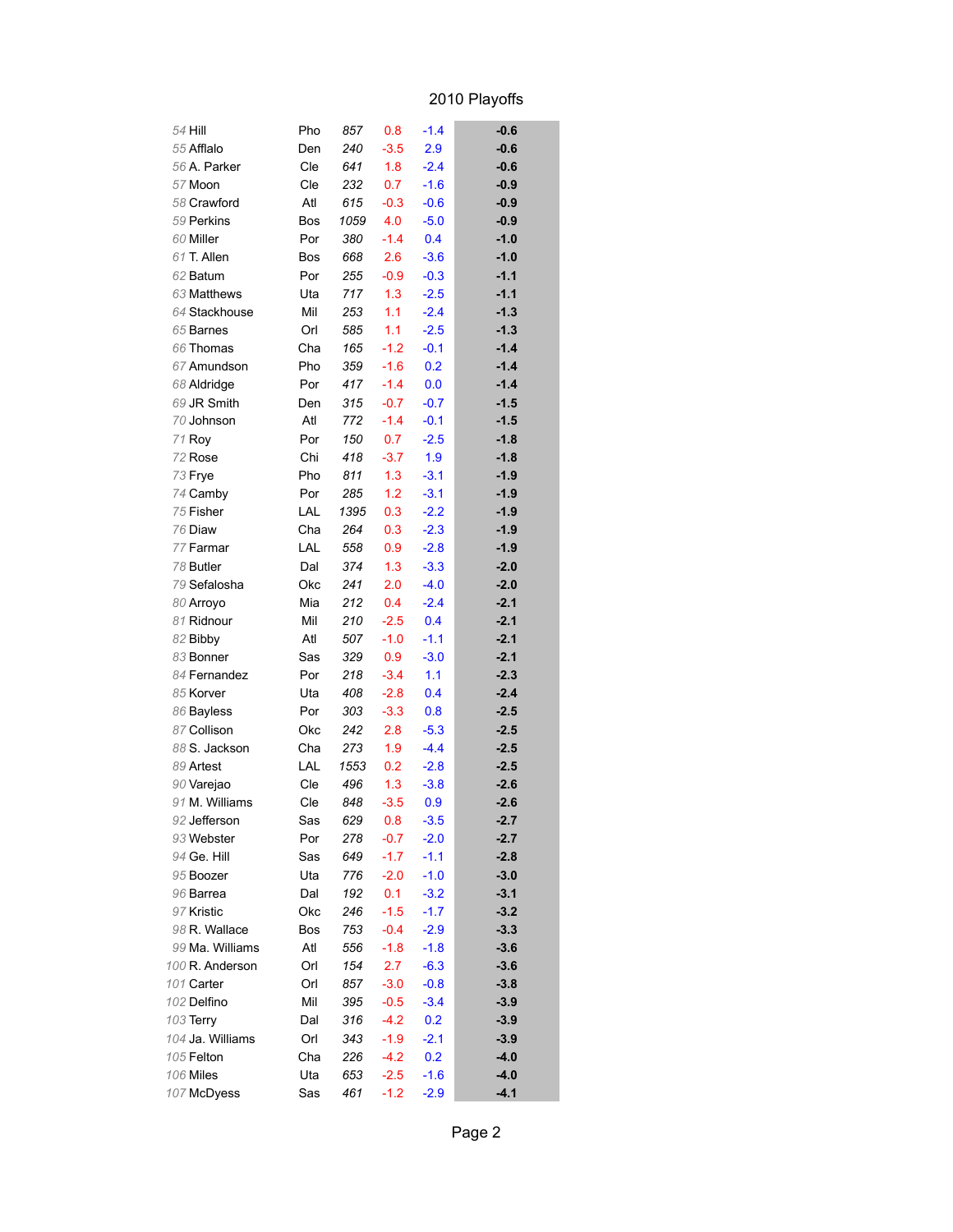# 2010 Playoffs

| Rank | Player | Team | Min | | | |
|---|---|---|---|---|---|---|
| 54 | Hill | Pho | 857 | 0.8 | -1.4 | **-0.6** |
| 55 | Afflalo | Den | 240 | -3.5 | 2.9 | **-0.6** |
| 56 | A. Parker | Cle | 641 | 1.8 | -2.4 | **-0.6** |
| 57 | Moon | Cle | 232 | 0.7 | -1.6 | **-0.9** |
| 58 | Crawford | Atl | 615 | -0.3 | -0.6 | **-0.9** |
| 59 | Perkins | Bos | 1059 | 4.0 | -5.0 | **-0.9** |
| 60 | Miller | Por | 380 | -1.4 | 0.4 | **-1.0** |
| 61 | T. Allen | Bos | 668 | 2.6 | -3.6 | **-1.0** |
| 62 | Batum | Por | 255 | -0.9 | -0.3 | **-1.1** |
| 63 | Matthews | Uta | 717 | 1.3 | -2.5 | **-1.1** |
| 64 | Stackhouse | Mil | 253 | 1.1 | -2.4 | **-1.3** |
| 65 | Barnes | Orl | 585 | 1.1 | -2.5 | **-1.3** |
| 66 | Thomas | Cha | 165 | -1.2 | -0.1 | **-1.4** |
| 67 | Amundson | Pho | 359 | -1.6 | 0.2 | **-1.4** |
| 68 | Aldridge | Por | 417 | -1.4 | 0.0 | **-1.4** |
| 69 | JR Smith | Den | 315 | -0.7 | -0.7 | **-1.5** |
| 70 | Johnson | Atl | 772 | -1.4 | -0.1 | **-1.5** |
| 71 | Roy | Por | 150 | 0.7 | -2.5 | **-1.8** |
| 72 | Rose | Chi | 418 | -3.7 | 1.9 | **-1.8** |
| 73 | Frye | Pho | 811 | 1.3 | -3.1 | **-1.9** |
| 74 | Camby | Por | 285 | 1.2 | -3.1 | **-1.9** |
| 75 | Fisher | LAL | 1395 | 0.3 | -2.2 | **-1.9** |
| 76 | Diaw | Cha | 264 | 0.3 | -2.3 | **-1.9** |
| 77 | Farmar | LAL | 558 | 0.9 | -2.8 | **-1.9** |
| 78 | Butler | Dal | 374 | 1.3 | -3.3 | **-2.0** |
| 79 | Sefalosha | Okc | 241 | 2.0 | -4.0 | **-2.0** |
| 80 | Arroyo | Mia | 212 | 0.4 | -2.4 | **-2.1** |
| 81 | Ridnour | Mil | 210 | -2.5 | 0.4 | **-2.1** |
| 82 | Bibby | Atl | 507 | -1.0 | -1.1 | **-2.1** |
| 83 | Bonner | Sas | 329 | 0.9 | -3.0 | **-2.1** |
| 84 | Fernandez | Por | 218 | -3.4 | 1.1 | **-2.3** |
| 85 | Korver | Uta | 408 | -2.8 | 0.4 | **-2.4** |
| 86 | Bayless | Por | 303 | -3.3 | 0.8 | **-2.5** |
| 87 | Collison | Okc | 242 | 2.8 | -5.3 | **-2.5** |
| 88 | S. Jackson | Cha | 273 | 1.9 | -4.4 | **-2.5** |
| 89 | Artest | LAL | 1553 | 0.2 | -2.8 | **-2.5** |
| 90 | Varejao | Cle | 496 | 1.3 | -3.8 | **-2.6** |
| 91 | M. Williams | Cle | 848 | -3.5 | 0.9 | **-2.6** |
| 92 | Jefferson | Sas | 629 | 0.8 | -3.5 | **-2.7** |
| 93 | Webster | Por | 278 | -0.7 | -2.0 | **-2.7** |
| 94 | Ge. Hill | Sas | 649 | -1.7 | -1.1 | **-2.8** |
| 95 | Boozer | Uta | 776 | -2.0 | -1.0 | **-3.0** |
| 96 | Barrea | Dal | 192 | 0.1 | -3.2 | **-3.1** |
| 97 | Kristic | Okc | 246 | -1.5 | -1.7 | **-3.2** |
| 98 | R. Wallace | Bos | 753 | -0.4 | -2.9 | **-3.3** |
| 99 | Ma. Williams | Atl | 556 | -1.8 | -1.8 | **-3.6** |
| 100 | R. Anderson | Orl | 154 | 2.7 | -6.3 | **-3.6** |
| 101 | Carter | Orl | 857 | -3.0 | -0.8 | **-3.8** |
| 102 | Delfino | Mil | 395 | -0.5 | -3.4 | **-3.9** |
| 103 | Terry | Dal | 316 | -4.2 | 0.2 | **-3.9** |
| 104 | Ja. Williams | Orl | 343 | -1.9 | -2.1 | **-3.9** |
| 105 | Felton | Cha | 226 | -4.2 | 0.2 | **-4.0** |
| 106 | Miles | Uta | 653 | -2.5 | -1.6 | **-4.0** |
| 107 | McDyess | Sas | 461 | -1.2 | -2.9 | **-4.1** |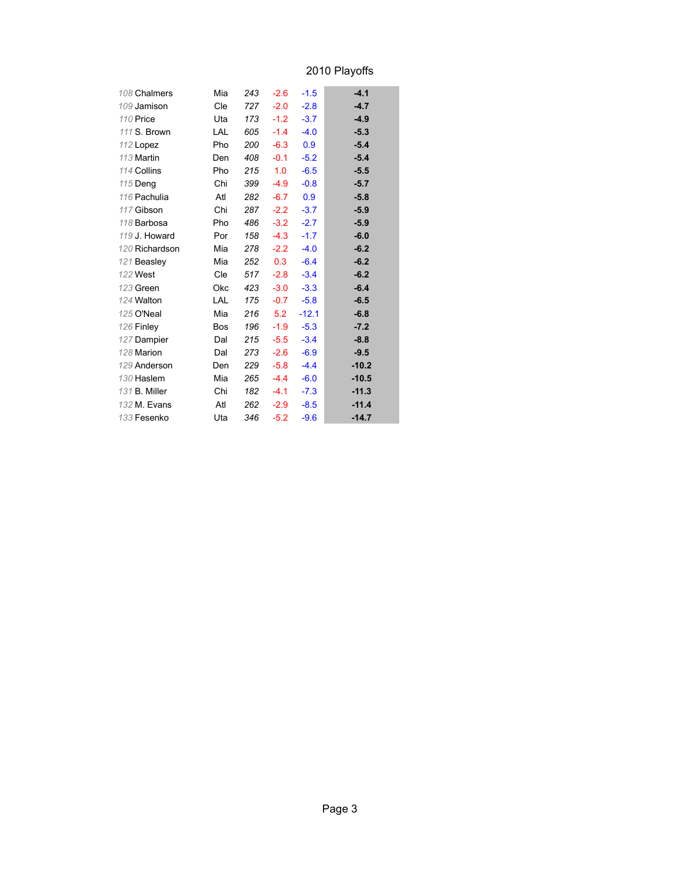# 2010 Playoffs

| | | | | | | |
|---|---|---|---|---|---|---|
| *108* | Chalmers | Mia | *243* | -2.6 | -1.5 | **-4.1** |
| *109* | Jamison | Cle | *727* | -2.0 | -2.8 | **-4.7** |
| *110* | Price | Uta | *173* | -1.2 | -3.7 | **-4.9** |
| *111* | S. Brown | LAL | *605* | -1.4 | -4.0 | **-5.3** |
| *112* | Lopez | Pho | *200* | -6.3 | 0.9 | **-5.4** |
| *113* | Martin | Den | *408* | -0.1 | -5.2 | **-5.4** |
| *114* | Collins | Pho | *215* | 1.0 | -6.5 | **-5.5** |
| *115* | Deng | Chi | *399* | -4.9 | -0.8 | **-5.7** |
| *116* | Pachulia | Atl | *282* | -6.7 | 0.9 | **-5.8** |
| *117* | Gibson | Chi | *287* | -2.2 | -3.7 | **-5.9** |
| *118* | Barbosa | Pho | *486* | -3.2 | -2.7 | **-5.9** |
| *119* | J. Howard | Por | *158* | -4.3 | -1.7 | **-6.0** |
| *120* | Richardson | Mia | *278* | -2.2 | -4.0 | **-6.2** |
| *121* | Beasley | Mia | *252* | 0.3 | -6.4 | **-6.2** |
| *122* | West | Cle | *517* | -2.8 | -3.4 | **-6.2** |
| *123* | Green | Okc | *423* | -3.0 | -3.3 | **-6.4** |
| *124* | Walton | LAL | *175* | -0.7 | -5.8 | **-6.5** |
| *125* | O'Neal | Mia | *216* | 5.2 | -12.1 | **-6.8** |
| *126* | Finley | Bos | *196* | -1.9 | -5.3 | **-7.2** |
| *127* | Dampier | Dal | *215* | -5.5 | -3.4 | **-8.8** |
| *128* | Marion | Dal | *273* | -2.6 | -6.9 | **-9.5** |
| *129* | Anderson | Den | *229* | -5.8 | -4.4 | **-10.2** |
| *130* | Haslem | Mia | *265* | -4.4 | -6.0 | **-10.5** |
| *131* | B. Miller | Chi | *182* | -4.1 | -7.3 | **-11.3** |
| *132* | M. Evans | Atl | *262* | -2.9 | -8.5 | **-11.4** |
| *133* | Fesenko | Uta | *346* | -5.2 | -9.6 | **-14.7** |